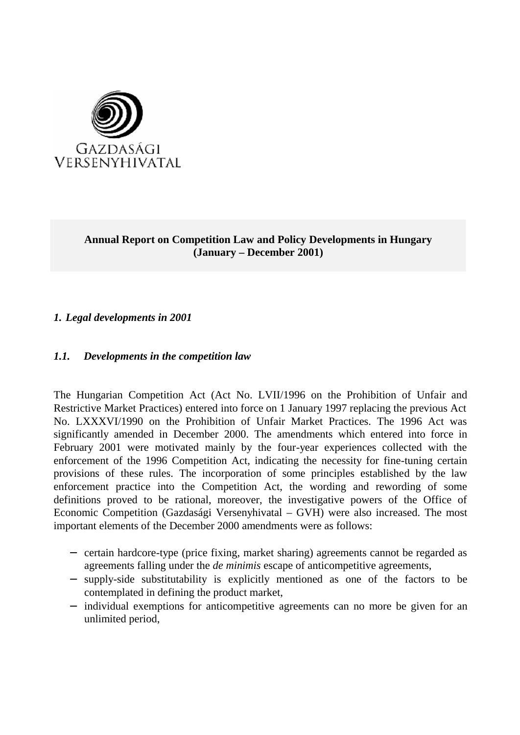GAZDASÁGI VERSENYHIVATAL

**Annual Report on Competition Law and Policy Developments in Hungary (January – December 2001)**

## *1. Legal developments in 2001*

### *1.1. Developments in the competition law*

The Hungarian Competition Act (Act No. LVII/1996 on the Prohibition of Unfair and Restrictive Market Practices) entered into force on 1 January 1997 replacing the previous Act No. LXXXVI/1990 on the Prohibition of Unfair Market Practices. The 1996 Act was significantly amended in December 2000. The amendments which entered into force in February 2001 were motivated mainly by the four-year experiences collected with the enforcement of the 1996 Competition Act, indicating the necessity for fine-tuning certain provisions of these rules. The incorporation of some principles established by the law enforcement practice into the Competition Act, the wording and rewording of some definitions proved to be rational, moreover, the investigative powers of the Office of Economic Competition (Gazdasági Versenyhivatal – GVH) were also increased. The most important elements of the December 2000 amendments were as follows:

- certain hardcore-type (price fixing, market sharing) agreements cannot be regarded as agreements falling under the *de minimis* escape of anticompetitive agreements,
- supply-side substitutability is explicitly mentioned as one of the factors to be contemplated in defining the product market,
- individual exemptions for anticompetitive agreements can no more be given for an unlimited period,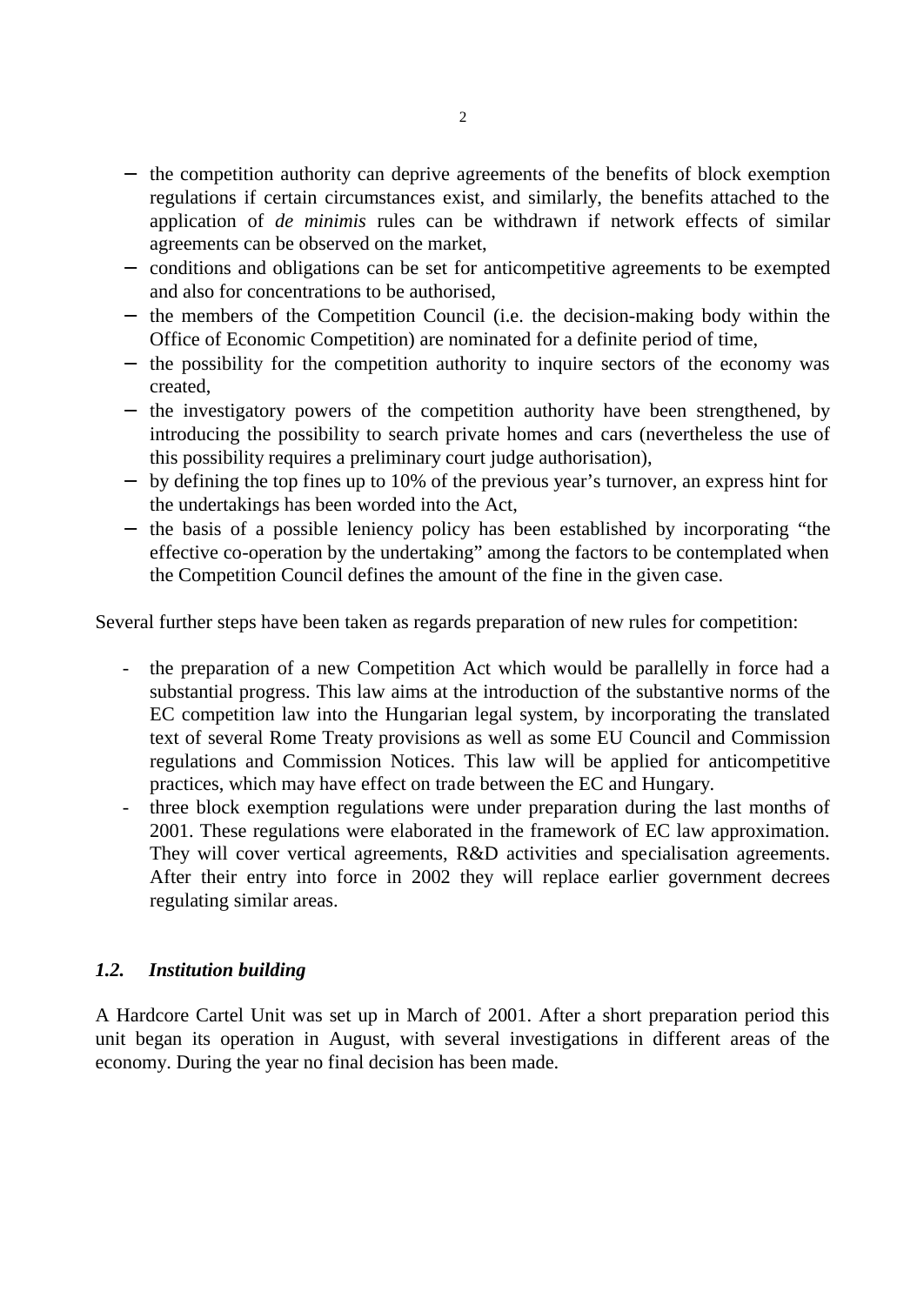- the competition authority can deprive agreements of the benefits of block exemption regulations if certain circumstances exist, and similarly, the benefits attached to the application of *de minimis* rules can be withdrawn if network effects of similar agreements can be observed on the market,
- conditions and obligations can be set for anticompetitive agreements to be exempted and also for concentrations to be authorised,
- the members of the Competition Council (i.e. the decision-making body within the Office of Economic Competition) are nominated for a definite period of time,
- the possibility for the competition authority to inquire sectors of the economy was created,
- the investigatory powers of the competition authority have been strengthened, by introducing the possibility to search private homes and cars (nevertheless the use of this possibility requires a preliminary court judge authorisation),
- by defining the top fines up to 10% of the previous year's turnover, an express hint for the undertakings has been worded into the Act,
- the basis of a possible leniency policy has been established by incorporating "the effective co-operation by the undertaking" among the factors to be contemplated when the Competition Council defines the amount of the fine in the given case.

Several further steps have been taken as regards preparation of new rules for competition:

- the preparation of a new Competition Act which would be parallelly in force had a substantial progress. This law aims at the introduction of the substantive norms of the EC competition law into the Hungarian legal system, by incorporating the translated text of several Rome Treaty provisions as well as some EU Council and Commission regulations and Commission Notices. This law will be applied for anticompetitive practices, which may have effect on trade between the EC and Hungary.
- three block exemption regulations were under preparation during the last months of 2001. These regulations were elaborated in the framework of EC law approximation. They will cover vertical agreements, R&D activities and specialisation agreements. After their entry into force in 2002 they will replace earlier government decrees regulating similar areas.

### *1.2. Institution building*

A Hardcore Cartel Unit was set up in March of 2001. After a short preparation period this unit began its operation in August, with several investigations in different areas of the economy. During the year no final decision has been made.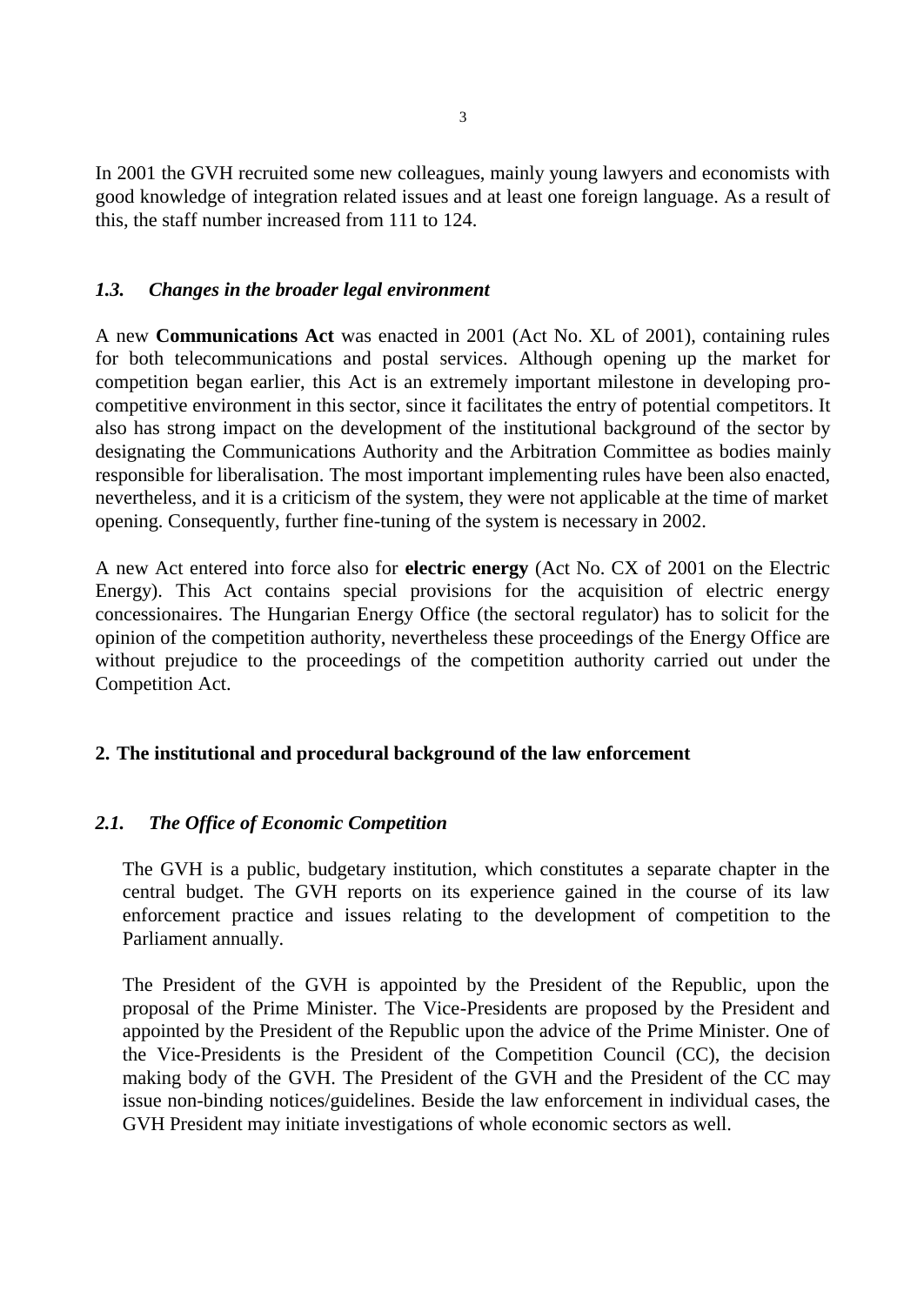In 2001 the GVH recruited some new colleagues, mainly young lawyers and economists with good knowledge of integration related issues and at least one foreign language. As a result of this, the staff number increased from 111 to 124.

### *1.3. Changes in the broader legal environment*

A new **Communications Act** was enacted in 2001 (Act No. XL of 2001), containing rules for both telecommunications and postal services. Although opening up the market for competition began earlier, this Act is an extremely important milestone in developing pro-competitive environment in this sector, since it facilitates the entry of potential competitors. It also has strong impact on the development of the institutional background of the sector by designating the Communications Authority and the Arbitration Committee as bodies mainly responsible for liberalisation. The most important implementing rules have been also enacted, nevertheless, and it is a criticism of the system, they were not applicable at the time of market opening. Consequently, further fine-tuning of the system is necessary in 2002.

A new Act entered into force also for **electric energy** (Act No. CX of 2001 on the Electric Energy). This Act contains special provisions for the acquisition of electric energy concessionaires. The Hungarian Energy Office (the sectoral regulator) has to solicit for the opinion of the competition authority, nevertheless these proceedings of the Energy Office are without prejudice to the proceedings of the competition authority carried out under the Competition Act.

## 2. The institutional and procedural background of the law enforcement

### *2.1. The Office of Economic Competition*

The GVH is a public, budgetary institution, which constitutes a separate chapter in the central budget. The GVH reports on its experience gained in the course of its law enforcement practice and issues relating to the development of competition to the Parliament annually.

The President of the GVH is appointed by the President of the Republic, upon the proposal of the Prime Minister. The Vice-Presidents are proposed by the President and appointed by the President of the Republic upon the advice of the Prime Minister. One of the Vice-Presidents is the President of the Competition Council (CC), the decision making body of the GVH. The President of the GVH and the President of the CC may issue non-binding notices/guidelines. Beside the law enforcement in individual cases, the GVH President may initiate investigations of whole economic sectors as well.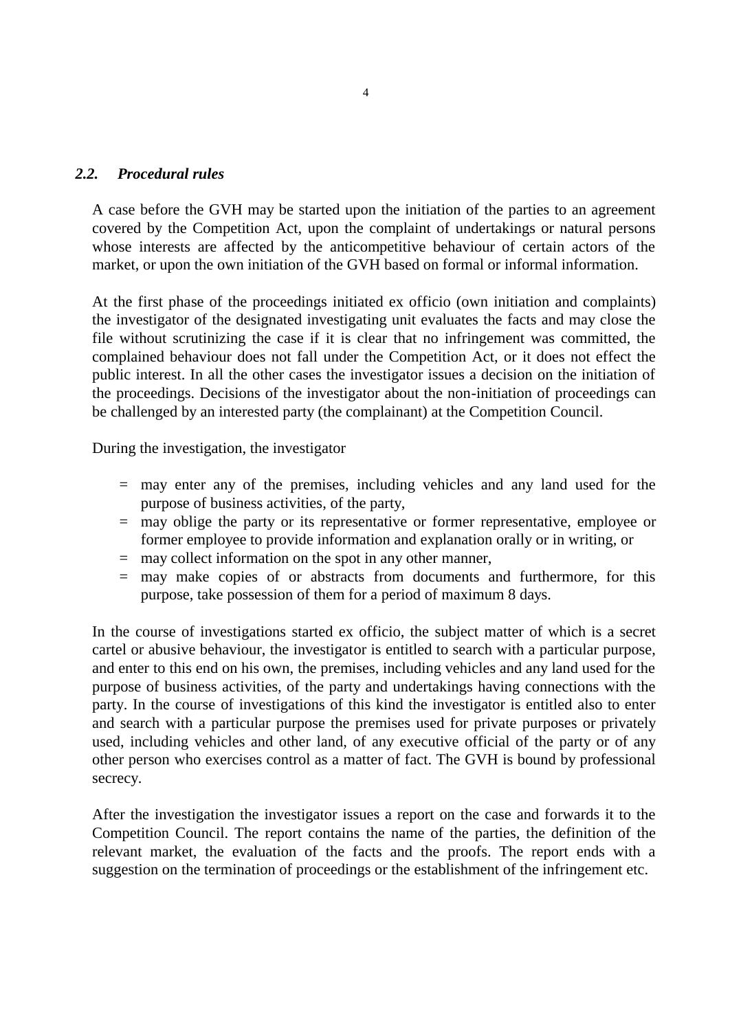### *2.2. Procedural rules*

A case before the GVH may be started upon the initiation of the parties to an agreement covered by the Competition Act, upon the complaint of undertakings or natural persons whose interests are affected by the anticompetitive behaviour of certain actors of the market, or upon the own initiation of the GVH based on formal or informal information.

At the first phase of the proceedings initiated ex officio (own initiation and complaints) the investigator of the designated investigating unit evaluates the facts and may close the file without scrutinizing the case if it is clear that no infringement was committed, the complained behaviour does not fall under the Competition Act, or it does not effect the public interest. In all the other cases the investigator issues a decision on the initiation of the proceedings. Decisions of the investigator about the non-initiation of proceedings can be challenged by an interested party (the complainant) at the Competition Council.

During the investigation, the investigator

- may enter any of the premises, including vehicles and any land used for the purpose of business activities, of the party,
- may oblige the party or its representative or former representative, employee or former employee to provide information and explanation orally or in writing, or
- may collect information on the spot in any other manner,
- may make copies of or abstracts from documents and furthermore, for this purpose, take possession of them for a period of maximum 8 days.

In the course of investigations started ex officio, the subject matter of which is a secret cartel or abusive behaviour, the investigator is entitled to search with a particular purpose, and enter to this end on his own, the premises, including vehicles and any land used for the purpose of business activities, of the party and undertakings having connections with the party. In the course of investigations of this kind the investigator is entitled also to enter and search with a particular purpose the premises used for private purposes or privately used, including vehicles and other land, of any executive official of the party or of any other person who exercises control as a matter of fact. The GVH is bound by professional secrecy.

After the investigation the investigator issues a report on the case and forwards it to the Competition Council. The report contains the name of the parties, the definition of the relevant market, the evaluation of the facts and the proofs. The report ends with a suggestion on the termination of proceedings or the establishment of the infringement etc.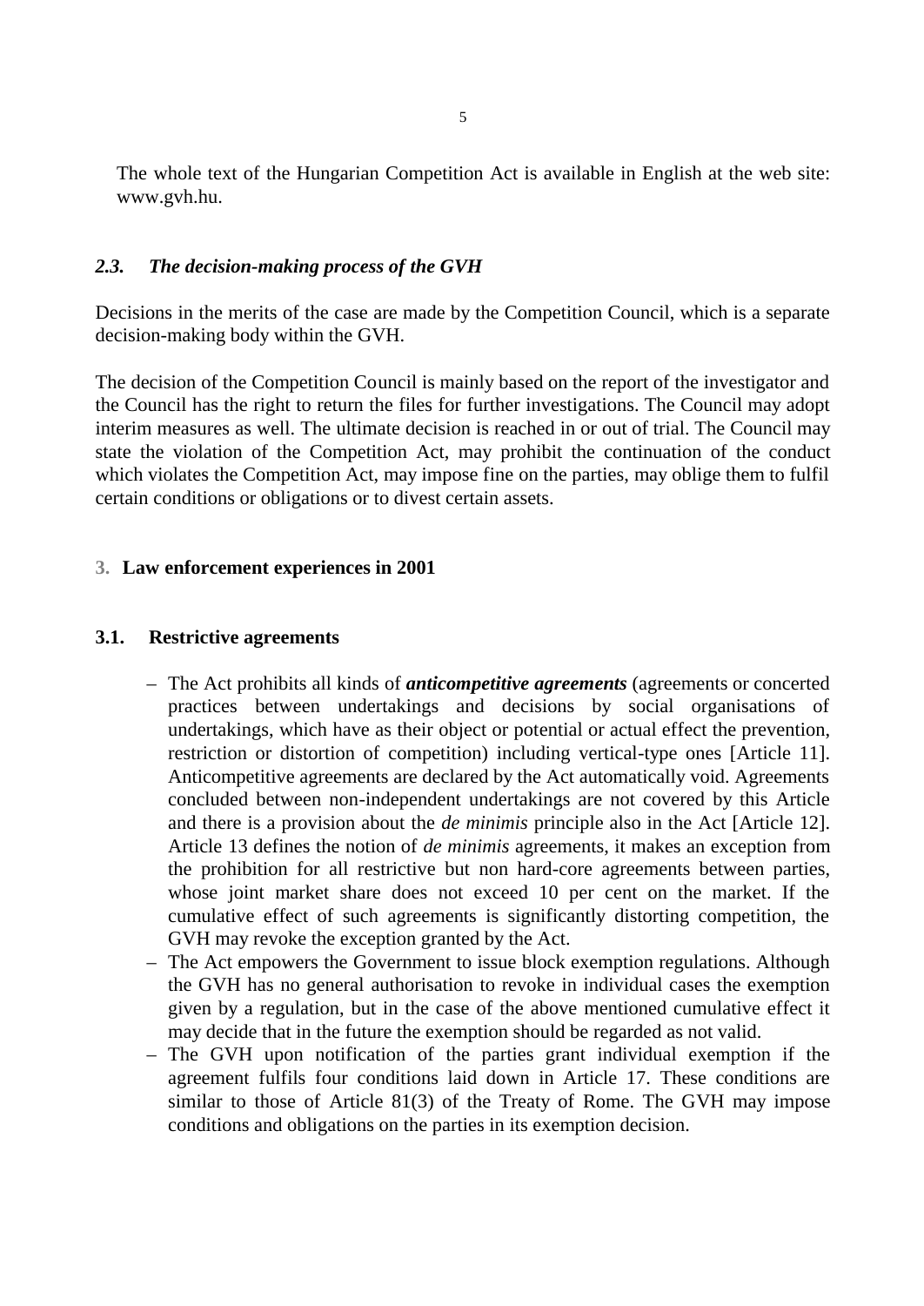The whole text of the Hungarian Competition Act is available in English at the web site: www.gvh.hu.

### *2.3. The decision-making process of the GVH*

Decisions in the merits of the case are made by the Competition Council, which is a separate decision-making body within the GVH.

The decision of the Competition Council is mainly based on the report of the investigator and the Council has the right to return the files for further investigations. The Council may adopt interim measures as well. The ultimate decision is reached in or out of trial. The Council may state the violation of the Competition Act, may prohibit the continuation of the conduct which violates the Competition Act, may impose fine on the parties, may oblige them to fulfil certain conditions or obligations or to divest certain assets.

## 3. Law enforcement experiences in 2001

### 3.1. Restrictive agreements

- The Act prohibits all kinds of ***anticompetitive agreements*** (agreements or concerted practices between undertakings and decisions by social organisations of undertakings, which have as their object or potential or actual effect the prevention, restriction or distortion of competition) including vertical-type ones [Article 11]. Anticompetitive agreements are declared by the Act automatically void. Agreements concluded between non-independent undertakings are not covered by this Article and there is a provision about the *de minimis* principle also in the Act [Article 12]. Article 13 defines the notion of *de minimis* agreements, it makes an exception from the prohibition for all restrictive but non hard-core agreements between parties, whose joint market share does not exceed 10 per cent on the market. If the cumulative effect of such agreements is significantly distorting competition, the GVH may revoke the exception granted by the Act.
- The Act empowers the Government to issue block exemption regulations. Although the GVH has no general authorisation to revoke in individual cases the exemption given by a regulation, but in the case of the above mentioned cumulative effect it may decide that in the future the exemption should be regarded as not valid.
- The GVH upon notification of the parties grant individual exemption if the agreement fulfils four conditions laid down in Article 17. These conditions are similar to those of Article 81(3) of the Treaty of Rome. The GVH may impose conditions and obligations on the parties in its exemption decision.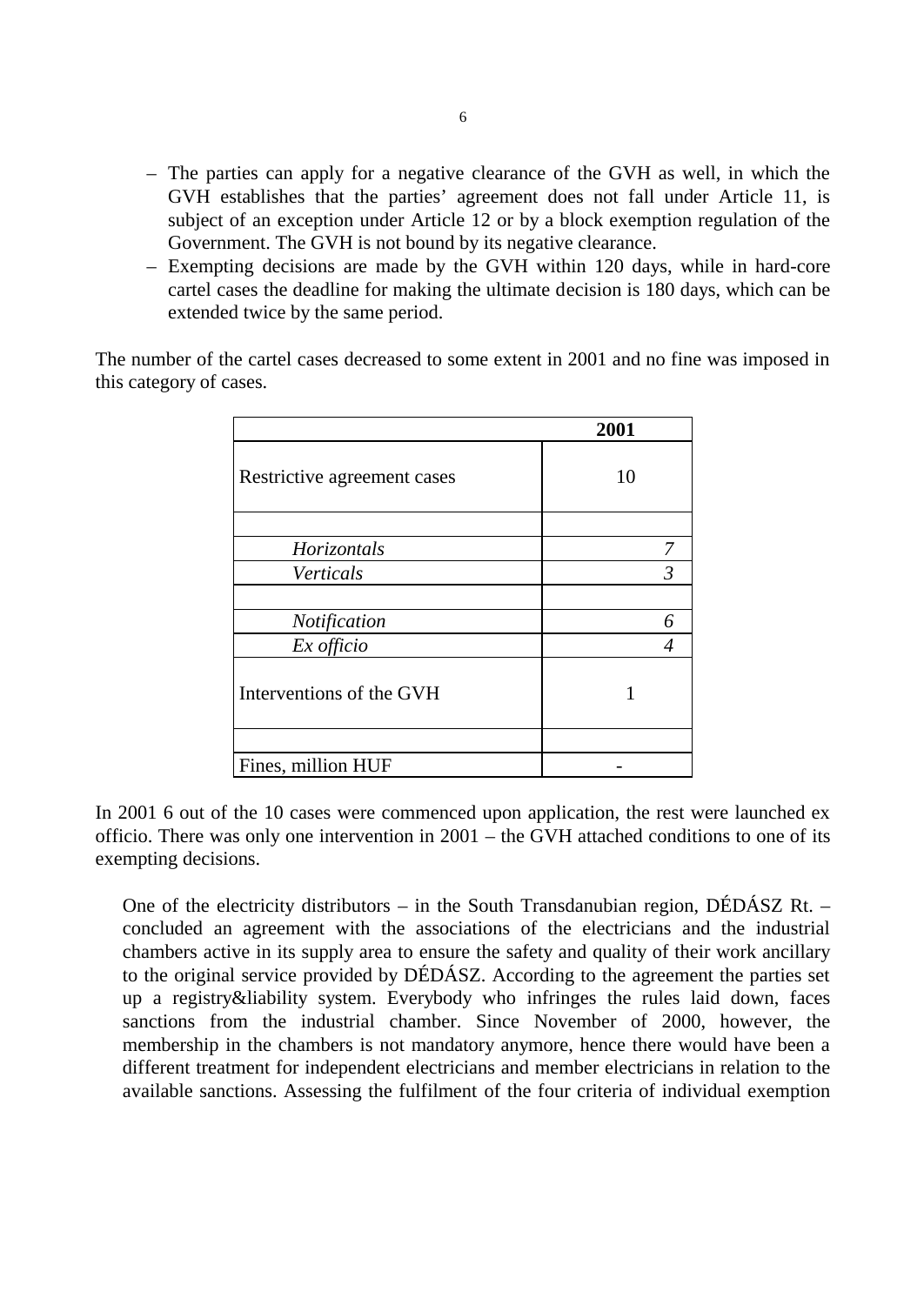- The parties can apply for a negative clearance of the GVH as well, in which the GVH establishes that the parties' agreement does not fall under Article 11, is subject of an exception under Article 12 or by a block exemption regulation of the Government. The GVH is not bound by its negative clearance.
- Exempting decisions are made by the GVH within 120 days, while in hard-core cartel cases the deadline for making the ultimate decision is 180 days, which can be extended twice by the same period.

The number of the cartel cases decreased to some extent in 2001 and no fine was imposed in this category of cases.

| | **2001** |
|---|---|
| Restrictive agreement cases | 10 |
| | |
| *Horizontals* | *7* |
| *Verticals* | *3* |
| | |
| *Notification* | *6* |
| *Ex officio* | *4* |
| Interventions of the GVH | 1 |
| | |
| Fines, million HUF | - |

In 2001 6 out of the 10 cases were commenced upon application, the rest were launched ex officio. There was only one intervention in 2001 – the GVH attached conditions to one of its exempting decisions.

> One of the electricity distributors – in the South Transdanubian region, DÉDÁSZ Rt. – concluded an agreement with the associations of the electricians and the industrial chambers active in its supply area to ensure the safety and quality of their work ancillary to the original service provided by DÉDÁSZ. According to the agreement the parties set up a registry&liability system. Everybody who infringes the rules laid down, faces sanctions from the industrial chamber. Since November of 2000, however, the membership in the chambers is not mandatory anymore, hence there would have been a different treatment for independent electricians and member electricians in relation to the available sanctions. Assessing the fulfilment of the four criteria of individual exemption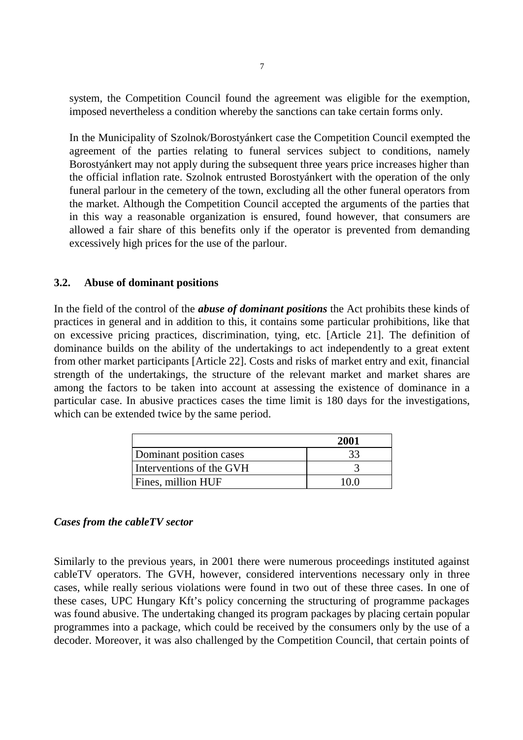system, the Competition Council found the agreement was eligible for the exemption, imposed nevertheless a condition whereby the sanctions can take certain forms only.

In the Municipality of Szolnok/Borostyánkert case the Competition Council exempted the agreement of the parties relating to funeral services subject to conditions, namely Borostyánkert may not apply during the subsequent three years price increases higher than the official inflation rate. Szolnok entrusted Borostyánkert with the operation of the only funeral parlour in the cemetery of the town, excluding all the other funeral operators from the market. Although the Competition Council accepted the arguments of the parties that in this way a reasonable organization is ensured, found however, that consumers are allowed a fair share of this benefits only if the operator is prevented from demanding excessively high prices for the use of the parlour.

### 3.2. Abuse of dominant positions

In the field of the control of the ***abuse of dominant positions*** the Act prohibits these kinds of practices in general and in addition to this, it contains some particular prohibitions, like that on excessive pricing practices, discrimination, tying, etc. [Article 21]. The definition of dominance builds on the ability of the undertakings to act independently to a great extent from other market participants [Article 22]. Costs and risks of market entry and exit, financial strength of the undertakings, the structure of the relevant market and market shares are among the factors to be taken into account at assessing the existence of dominance in a particular case. In abusive practices cases the time limit is 180 days for the investigations, which can be extended twice by the same period.

| | **2001** |
|---|---|
| Dominant position cases | 33 |
| Interventions of the GVH | 3 |
| Fines, million HUF | 10.0 |

***Cases from the cableTV sector***

Similarly to the previous years, in 2001 there were numerous proceedings instituted against cableTV operators. The GVH, however, considered interventions necessary only in three cases, while really serious violations were found in two out of these three cases. In one of these cases, UPC Hungary Kft's policy concerning the structuring of programme packages was found abusive. The undertaking changed its program packages by placing certain popular programmes into a package, which could be received by the consumers only by the use of a decoder. Moreover, it was also challenged by the Competition Council, that certain points of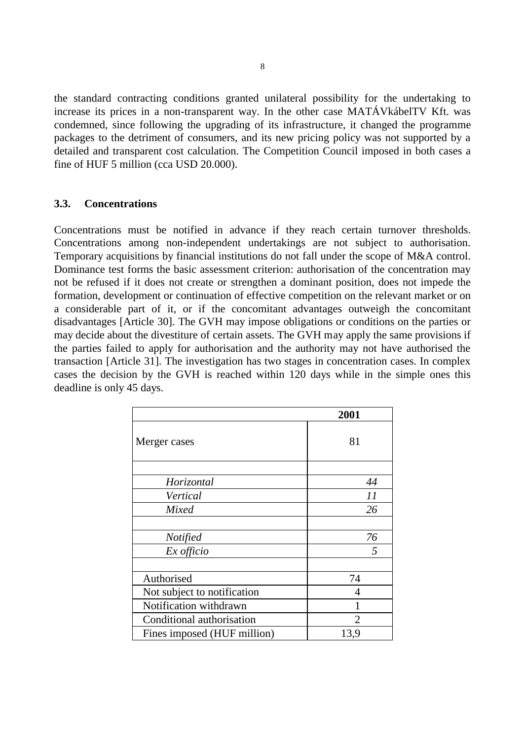the standard contracting conditions granted unilateral possibility for the undertaking to increase its prices in a non-transparent way. In the other case MATÁVkábelTV Kft. was condemned, since following the upgrading of its infrastructure, it changed the programme packages to the detriment of consumers, and its new pricing policy was not supported by a detailed and transparent cost calculation. The Competition Council imposed in both cases a fine of HUF 5 million (cca USD 20.000).

### 3.3. Concentrations

Concentrations must be notified in advance if they reach certain turnover thresholds. Concentrations among non-independent undertakings are not subject to authorisation. Temporary acquisitions by financial institutions do not fall under the scope of M&A control. Dominance test forms the basic assessment criterion: authorisation of the concentration may not be refused if it does not create or strengthen a dominant position, does not impede the formation, development or continuation of effective competition on the relevant market or on a considerable part of it, or if the concomitant advantages outweigh the concomitant disadvantages [Article 30]. The GVH may impose obligations or conditions on the parties or may decide about the divestiture of certain assets. The GVH may apply the same provisions if the parties failed to apply for authorisation and the authority may not have authorised the transaction [Article 31]. The investigation has two stages in concentration cases. In complex cases the decision by the GVH is reached within 120 days while in the simple ones this deadline is only 45 days.

| | **2001** |
|---|---|
| Merger cases | 81 |
| | |
| *Horizontal* | *44* |
| *Vertical* | *11* |
| *Mixed* | *26* |
| | |
| *Notified* | *76* |
| *Ex officio* | *5* |
| | |
| Authorised | 74 |
| Not subject to notification | 4 |
| Notification withdrawn | 1 |
| Conditional authorisation | 2 |
| Fines imposed (HUF million) | 13,9 |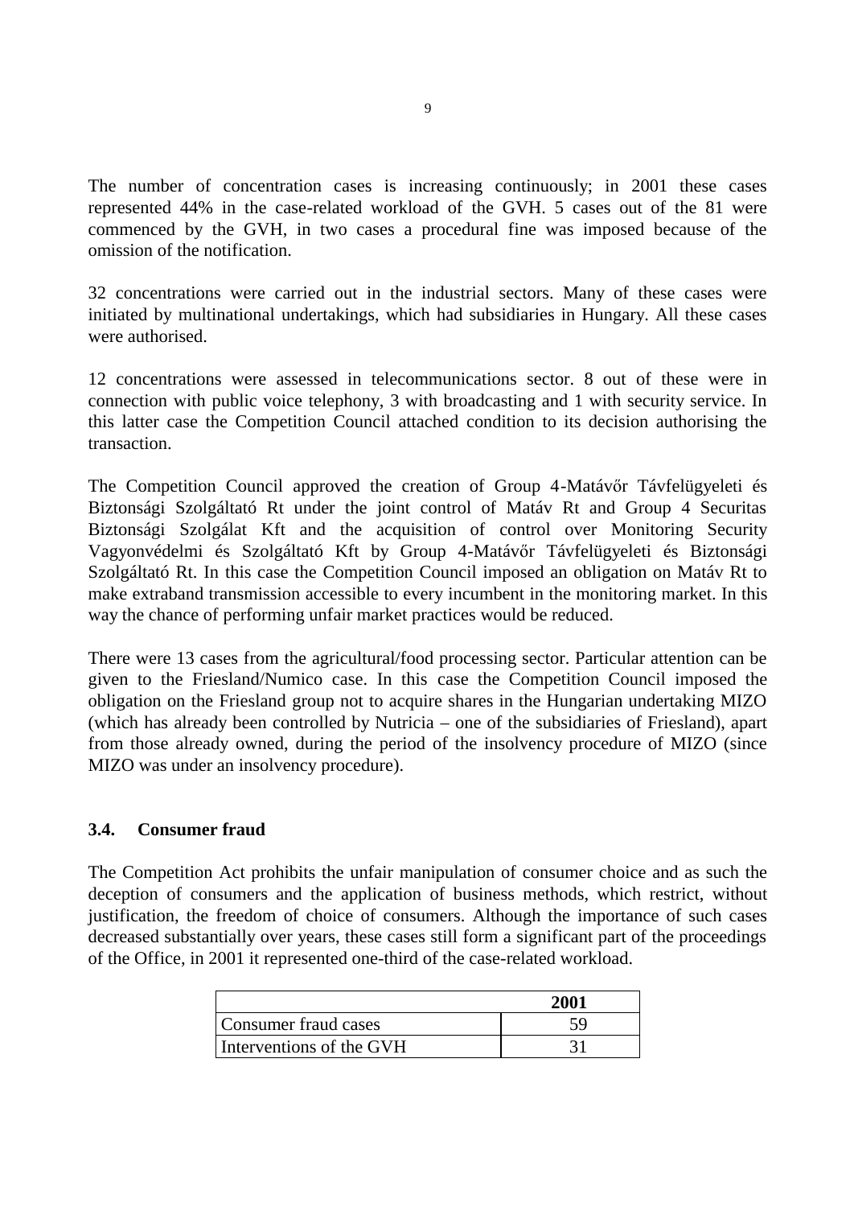The number of concentration cases is increasing continuously; in 2001 these cases represented 44% in the case-related workload of the GVH. 5 cases out of the 81 were commenced by the GVH, in two cases a procedural fine was imposed because of the omission of the notification.

32 concentrations were carried out in the industrial sectors. Many of these cases were initiated by multinational undertakings, which had subsidiaries in Hungary. All these cases were authorised.

12 concentrations were assessed in telecommunications sector. 8 out of these were in connection with public voice telephony, 3 with broadcasting and 1 with security service. In this latter case the Competition Council attached condition to its decision authorising the transaction.

The Competition Council approved the creation of Group 4-Matávőr Távfelügyeleti és Biztonsági Szolgáltató Rt under the joint control of Matáv Rt and Group 4 Securitas Biztonsági Szolgálat Kft and the acquisition of control over Monitoring Security Vagyonvédelmi és Szolgáltató Kft by Group 4-Matávőr Távfelügyeleti és Biztonsági Szolgáltató Rt. In this case the Competition Council imposed an obligation on Matáv Rt to make extraband transmission accessible to every incumbent in the monitoring market. In this way the chance of performing unfair market practices would be reduced.

There were 13 cases from the agricultural/food processing sector. Particular attention can be given to the Friesland/Numico case. In this case the Competition Council imposed the obligation on the Friesland group not to acquire shares in the Hungarian undertaking MIZO (which has already been controlled by Nutricia – one of the subsidiaries of Friesland), apart from those already owned, during the period of the insolvency procedure of MIZO (since MIZO was under an insolvency procedure).

### 3.4. Consumer fraud

The Competition Act prohibits the unfair manipulation of consumer choice and as such the deception of consumers and the application of business methods, which restrict, without justification, the freedom of choice of consumers. Although the importance of such cases decreased substantially over years, these cases still form a significant part of the proceedings of the Office, in 2001 it represented one-third of the case-related workload.

| | 2001 |
|---|---|
| Consumer fraud cases | 59 |
| Interventions of the GVH | 31 |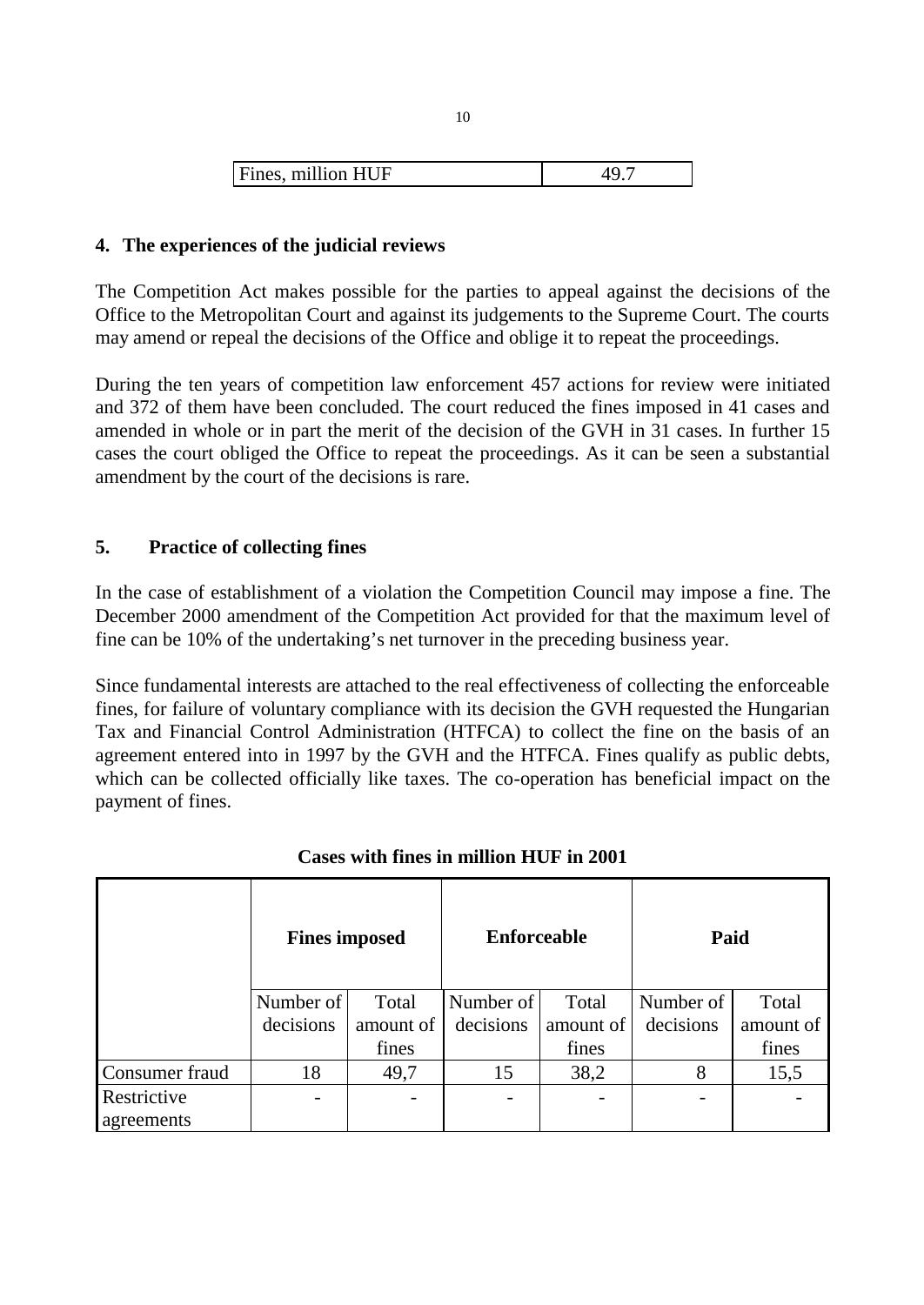| Fines, million HUF | 49.7 |
|---|---|

## 4. The experiences of the judicial reviews

The Competition Act makes possible for the parties to appeal against the decisions of the Office to the Metropolitan Court and against its judgements to the Supreme Court. The courts may amend or repeal the decisions of the Office and oblige it to repeat the proceedings.

During the ten years of competition law enforcement 457 actions for review were initiated and 372 of them have been concluded. The court reduced the fines imposed in 41 cases and amended in whole or in part the merit of the decision of the GVH in 31 cases. In further 15 cases the court obliged the Office to repeat the proceedings. As it can be seen a substantial amendment by the court of the decisions is rare.

## 5. Practice of collecting fines

In the case of establishment of a violation the Competition Council may impose a fine. The December 2000 amendment of the Competition Act provided for that the maximum level of fine can be 10% of the undertaking's net turnover in the preceding business year.

Since fundamental interests are attached to the real effectiveness of collecting the enforceable fines, for failure of voluntary compliance with its decision the GVH requested the Hungarian Tax and Financial Control Administration (HTFCA) to collect the fine on the basis of an agreement entered into in 1997 by the GVH and the HTFCA. Fines qualify as public debts, which can be collected officially like taxes. The co-operation has beneficial impact on the payment of fines.

**Cases with fines in million HUF in 2001**

| | Fines imposed | | Enforceable | | Paid | |
|---|---|---|---|---|---|---|
| | Number of decisions | Total amount of fines | Number of decisions | Total amount of fines | Number of decisions | Total amount of fines |
| Consumer fraud | 18 | 49,7 | 15 | 38,2 | 8 | 15,5 |
| Restrictive agreements | - | - | - | - | - | - |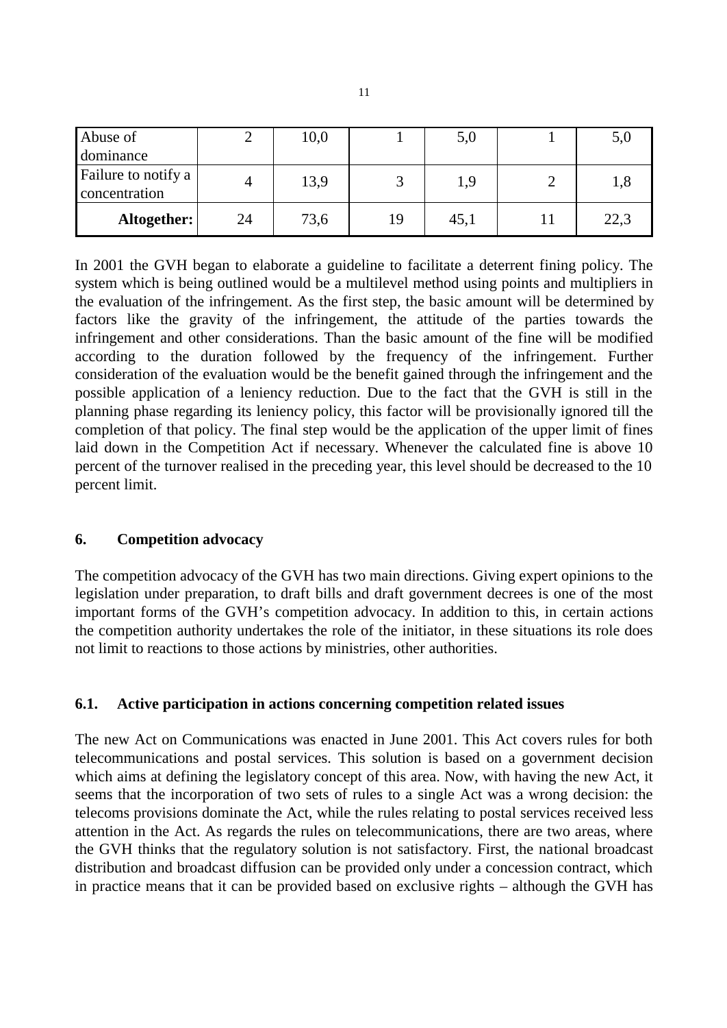| | | | | | | |
|---|---|---|---|---|---|---|
| Abuse of dominance | 2 | 10,0 | 1 | 5,0 | 1 | 5,0 |
| Failure to notify a concentration | 4 | 13,9 | 3 | 1,9 | 2 | 1,8 |
| **Altogether:** | 24 | 73,6 | 19 | 45,1 | 11 | 22,3 |

In 2001 the GVH began to elaborate a guideline to facilitate a deterrent fining policy. The system which is being outlined would be a multilevel method using points and multipliers in the evaluation of the infringement. As the first step, the basic amount will be determined by factors like the gravity of the infringement, the attitude of the parties towards the infringement and other considerations. Than the basic amount of the fine will be modified according to the duration followed by the frequency of the infringement. Further consideration of the evaluation would be the benefit gained through the infringement and the possible application of a leniency reduction. Due to the fact that the GVH is still in the planning phase regarding its leniency policy, this factor will be provisionally ignored till the completion of that policy. The final step would be the application of the upper limit of fines laid down in the Competition Act if necessary. Whenever the calculated fine is above 10 percent of the turnover realised in the preceding year, this level should be decreased to the 10 percent limit.

## 6. Competition advocacy

The competition advocacy of the GVH has two main directions. Giving expert opinions to the legislation under preparation, to draft bills and draft government decrees is one of the most important forms of the GVH's competition advocacy. In addition to this, in certain actions the competition authority undertakes the role of the initiator, in these situations its role does not limit to reactions to those actions by ministries, other authorities.

### 6.1. Active participation in actions concerning competition related issues

The new Act on Communications was enacted in June 2001. This Act covers rules for both telecommunications and postal services. This solution is based on a government decision which aims at defining the legislatory concept of this area. Now, with having the new Act, it seems that the incorporation of two sets of rules to a single Act was a wrong decision: the telecoms provisions dominate the Act, while the rules relating to postal services received less attention in the Act. As regards the rules on telecommunications, there are two areas, where the GVH thinks that the regulatory solution is not satisfactory. First, the national broadcast distribution and broadcast diffusion can be provided only under a concession contract, which in practice means that it can be provided based on exclusive rights – although the GVH has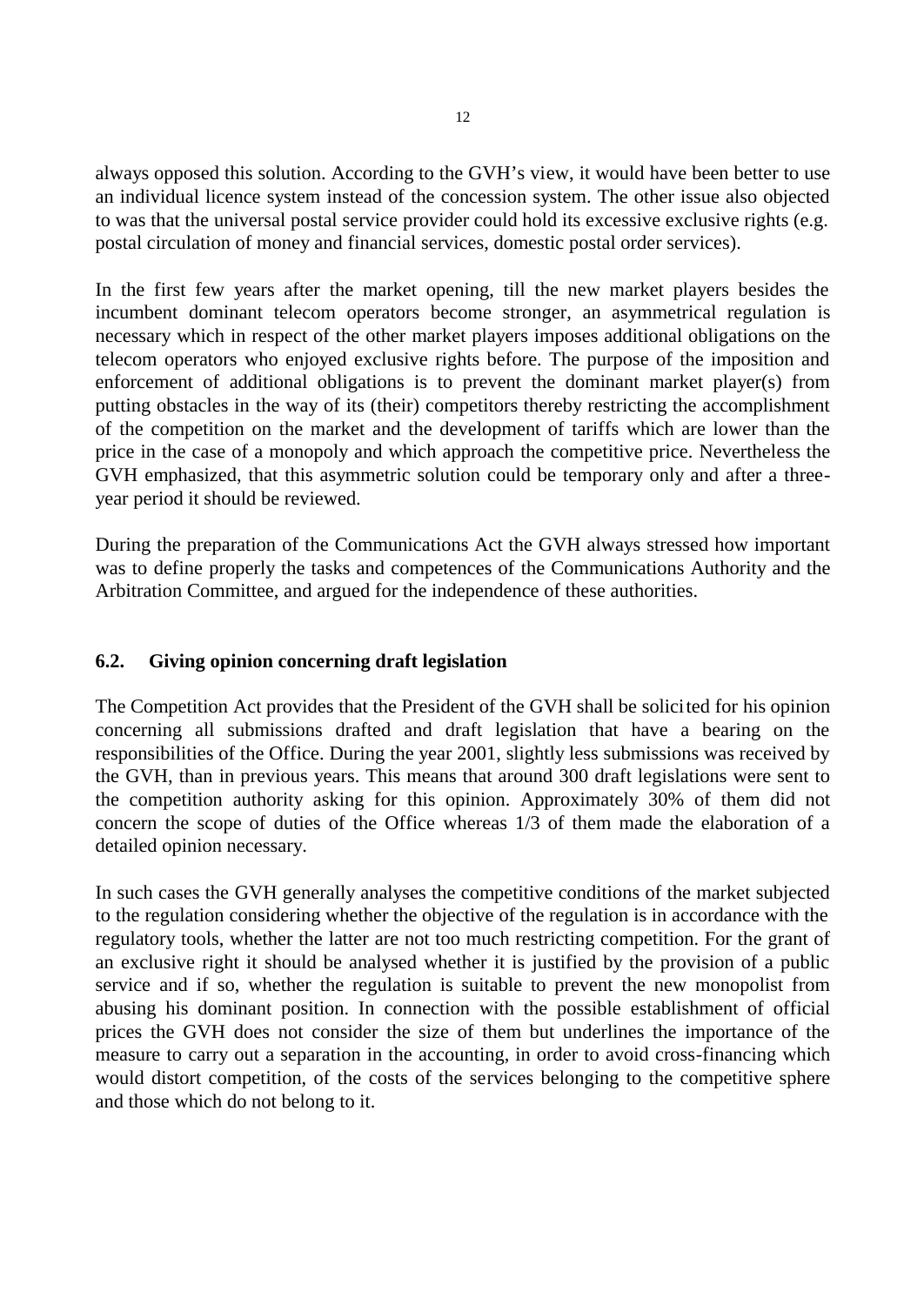always opposed this solution. According to the GVH's view, it would have been better to use an individual licence system instead of the concession system. The other issue also objected to was that the universal postal service provider could hold its excessive exclusive rights (e.g. postal circulation of money and financial services, domestic postal order services).

In the first few years after the market opening, till the new market players besides the incumbent dominant telecom operators become stronger, an asymmetrical regulation is necessary which in respect of the other market players imposes additional obligations on the telecom operators who enjoyed exclusive rights before. The purpose of the imposition and enforcement of additional obligations is to prevent the dominant market player(s) from putting obstacles in the way of its (their) competitors thereby restricting the accomplishment of the competition on the market and the development of tariffs which are lower than the price in the case of a monopoly and which approach the competitive price. Nevertheless the GVH emphasized, that this asymmetric solution could be temporary only and after a three-year period it should be reviewed.

During the preparation of the Communications Act the GVH always stressed how important was to define properly the tasks and competences of the Communications Authority and the Arbitration Committee, and argued for the independence of these authorities.

## 6.2. Giving opinion concerning draft legislation

The Competition Act provides that the President of the GVH shall be solicited for his opinion concerning all submissions drafted and draft legislation that have a bearing on the responsibilities of the Office. During the year 2001, slightly less submissions was received by the GVH, than in previous years. This means that around 300 draft legislations were sent to the competition authority asking for this opinion. Approximately 30% of them did not concern the scope of duties of the Office whereas 1/3 of them made the elaboration of a detailed opinion necessary.

In such cases the GVH generally analyses the competitive conditions of the market subjected to the regulation considering whether the objective of the regulation is in accordance with the regulatory tools, whether the latter are not too much restricting competition. For the grant of an exclusive right it should be analysed whether it is justified by the provision of a public service and if so, whether the regulation is suitable to prevent the new monopolist from abusing his dominant position. In connection with the possible establishment of official prices the GVH does not consider the size of them but underlines the importance of the measure to carry out a separation in the accounting, in order to avoid cross-financing which would distort competition, of the costs of the services belonging to the competitive sphere and those which do not belong to it.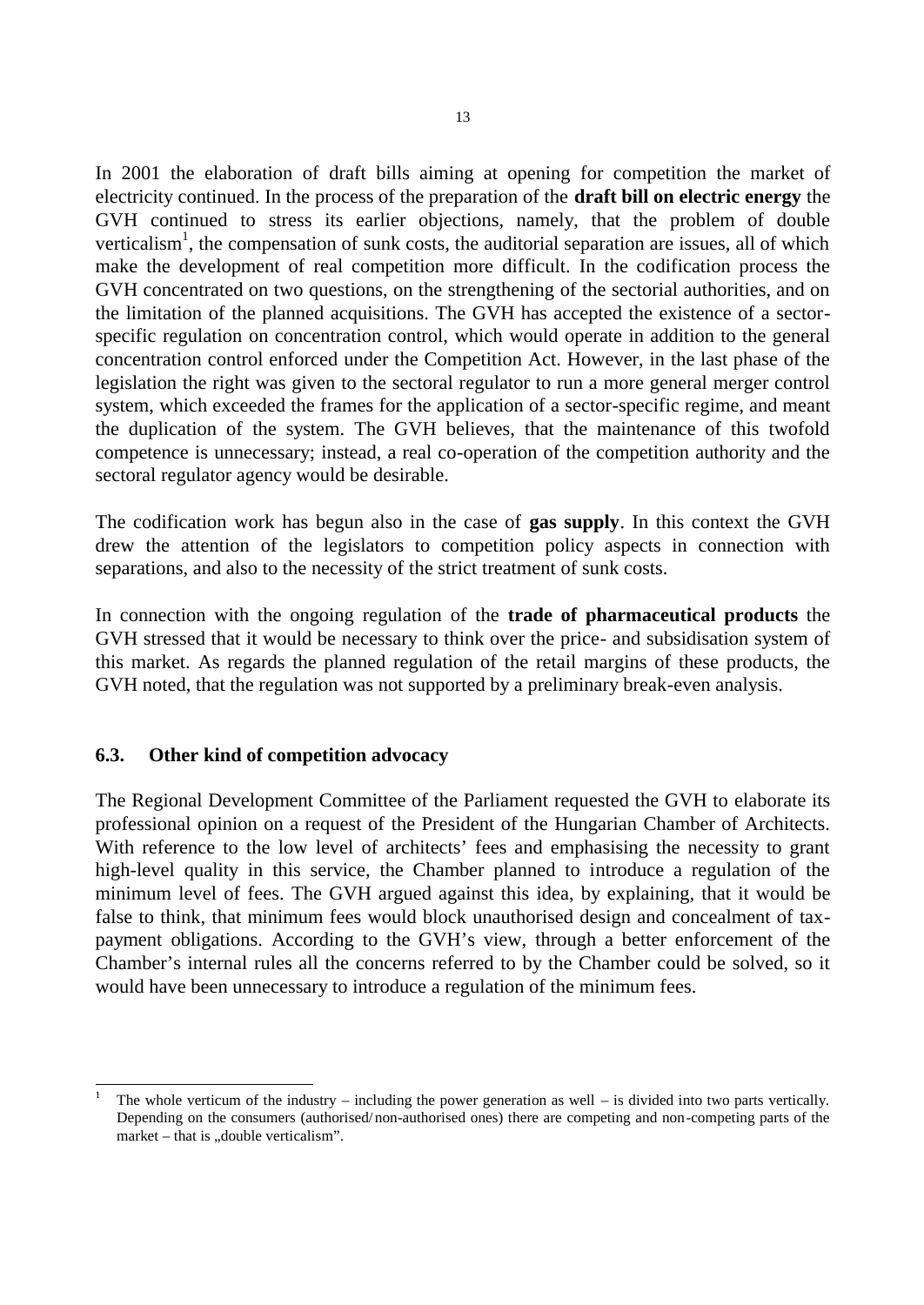In 2001 the elaboration of draft bills aiming at opening for competition the market of electricity continued. In the process of the preparation of the **draft bill on electric energy** the GVH continued to stress its earlier objections, namely, that the problem of double verticalism[1], the compensation of sunk costs, the auditorial separation are issues, all of which make the development of real competition more difficult. In the codification process the GVH concentrated on two questions, on the strengthening of the sectorial authorities, and on the limitation of the planned acquisitions. The GVH has accepted the existence of a sector-specific regulation on concentration control, which would operate in addition to the general concentration control enforced under the Competition Act. However, in the last phase of the legislation the right was given to the sectoral regulator to run a more general merger control system, which exceeded the frames for the application of a sector-specific regime, and meant the duplication of the system. The GVH believes, that the maintenance of this twofold competence is unnecessary; instead, a real co-operation of the competition authority and the sectoral regulator agency would be desirable.

The codification work has begun also in the case of **gas supply**. In this context the GVH drew the attention of the legislators to competition policy aspects in connection with separations, and also to the necessity of the strict treatment of sunk costs.

In connection with the ongoing regulation of the **trade of pharmaceutical products** the GVH stressed that it would be necessary to think over the price- and subsidisation system of this market. As regards the planned regulation of the retail margins of these products, the GVH noted, that the regulation was not supported by a preliminary break-even analysis.

### 6.3. Other kind of competition advocacy

The Regional Development Committee of the Parliament requested the GVH to elaborate its professional opinion on a request of the President of the Hungarian Chamber of Architects. With reference to the low level of architects' fees and emphasising the necessity to grant high-level quality in this service, the Chamber planned to introduce a regulation of the minimum level of fees. The GVH argued against this idea, by explaining, that it would be false to think, that minimum fees would block unauthorised design and concealment of tax-payment obligations. According to the GVH's view, through a better enforcement of the Chamber's internal rules all the concerns referred to by the Chamber could be solved, so it would have been unnecessary to introduce a regulation of the minimum fees.

---

[1] The whole verticum of the industry – including the power generation as well – is divided into two parts vertically. Depending on the consumers (authorised/non-authorised ones) there are competing and non-competing parts of the market – that is „double verticalism".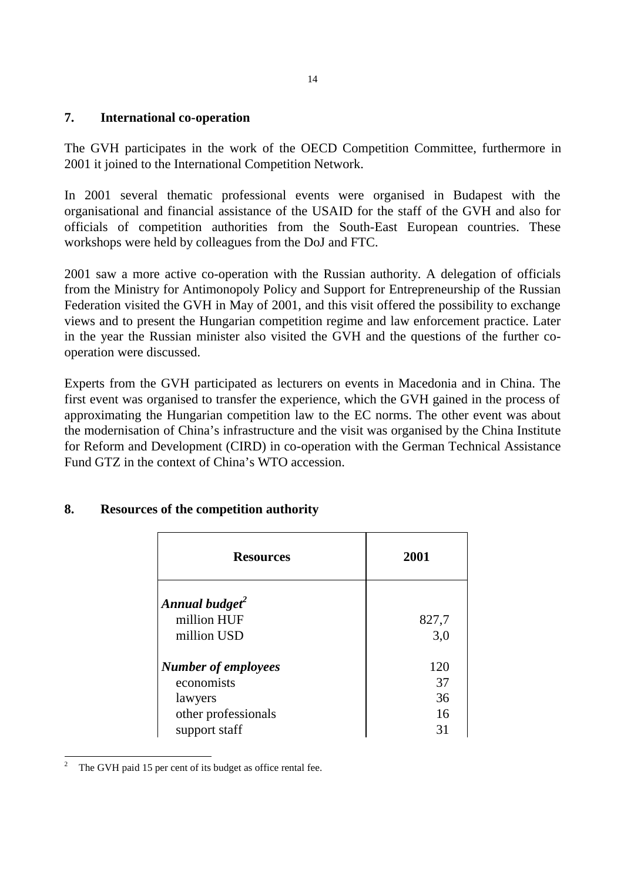## 7. International co-operation

The GVH participates in the work of the OECD Competition Committee, furthermore in 2001 it joined to the International Competition Network.

In 2001 several thematic professional events were organised in Budapest with the organisational and financial assistance of the USAID for the staff of the GVH and also for officials of competition authorities from the South-East European countries. These workshops were held by colleagues from the DoJ and FTC.

2001 saw a more active co-operation with the Russian authority. A delegation of officials from the Ministry for Antimonopoly Policy and Support for Entrepreneurship of the Russian Federation visited the GVH in May of 2001, and this visit offered the possibility to exchange views and to present the Hungarian competition regime and law enforcement practice. Later in the year the Russian minister also visited the GVH and the questions of the further co-operation were discussed.

Experts from the GVH participated as lecturers on events in Macedonia and in China. The first event was organised to transfer the experience, which the GVH gained in the process of approximating the Hungarian competition law to the EC norms. The other event was about the modernisation of China's infrastructure and the visit was organised by the China Institute for Reform and Development (CIRD) in co-operation with the German Technical Assistance Fund GTZ in the context of China's WTO accession.

## 8. Resources of the competition authority

| Resources | 2001 |
|---|---|
| ***Annual budget***[2] | |
| million HUF | 827,7 |
| million USD | 3,0 |
| ***Number of employees*** | 120 |
| economists | 37 |
| lawyers | 36 |
| other professionals | 16 |
| support staff | 31 |

[2] The GVH paid 15 per cent of its budget as office rental fee.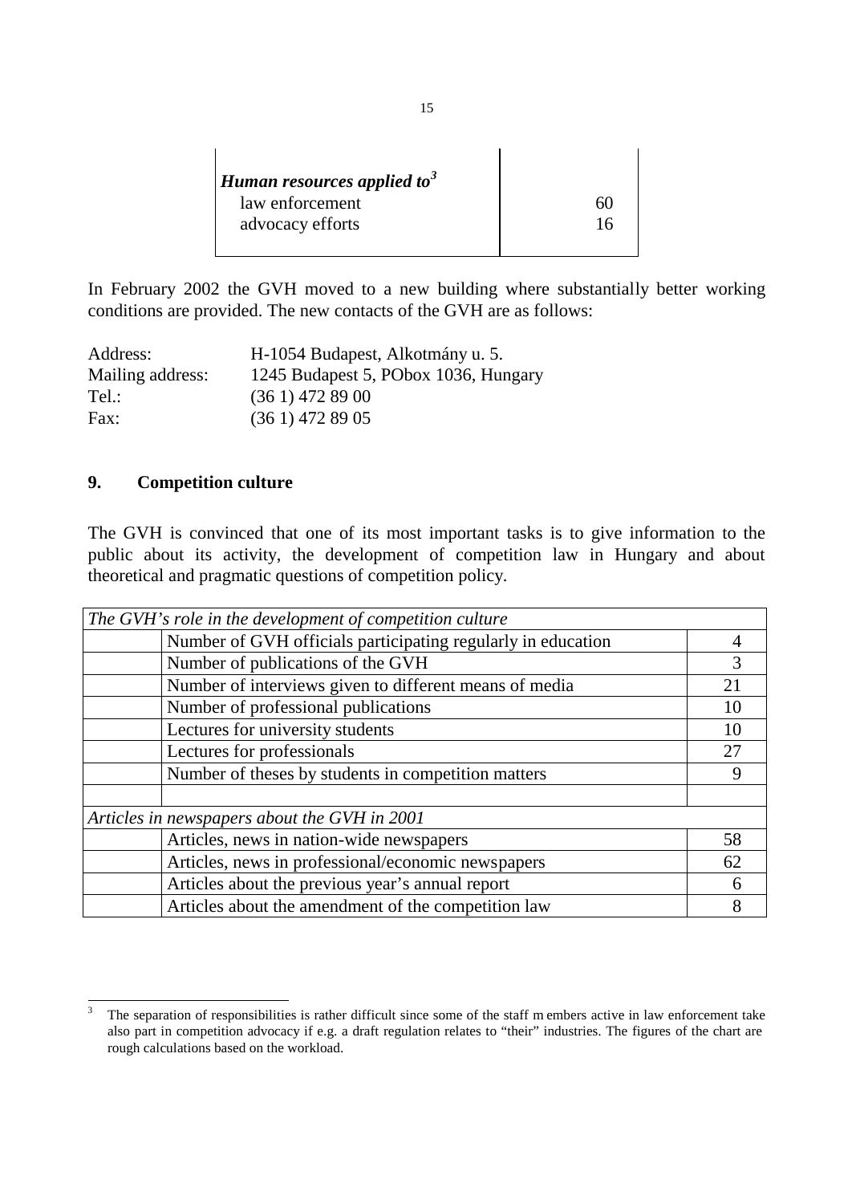| *Human resources applied to*[3] | |
|---|---|
| law enforcement | 60 |
| advocacy efforts | 16 |

In February 2002 the GVH moved to a new building where substantially better working conditions are provided. The new contacts of the GVH are as follows:

| | |
|---|---|
| Address: | H-1054 Budapest, Alkotmány u. 5. |
| Mailing address: | 1245 Budapest 5, POBox 1036, Hungary |
| Tel.: | (36 1) 472 89 00 |
| Fax: | (36 1) 472 89 05 |

## 9. Competition culture

The GVH is convinced that one of its most important tasks is to give information to the public about its activity, the development of competition law in Hungary and about theoretical and pragmatic questions of competition policy.

| *The GVH's role in the development of competition culture* | | |
|---|---|---|
| | Number of GVH officials participating regularly in education | 4 |
| | Number of publications of the GVH | 3 |
| | Number of interviews given to different means of media | 21 |
| | Number of professional publications | 10 |
| | Lectures for university students | 10 |
| | Lectures for professionals | 27 |
| | Number of theses by students in competition matters | 9 |
| | | |
| *Articles in newspapers about the GVH in 2001* | | |
| | Articles, news in nation-wide newspapers | 58 |
| | Articles, news in professional/economic newspapers | 62 |
| | Articles about the previous year's annual report | 6 |
| | Articles about the amendment of the competition law | 8 |

[3] The separation of responsibilities is rather difficult since some of the staff members active in law enforcement take also part in competition advocacy if e.g. a draft regulation relates to "their" industries. The figures of the chart are rough calculations based on the workload.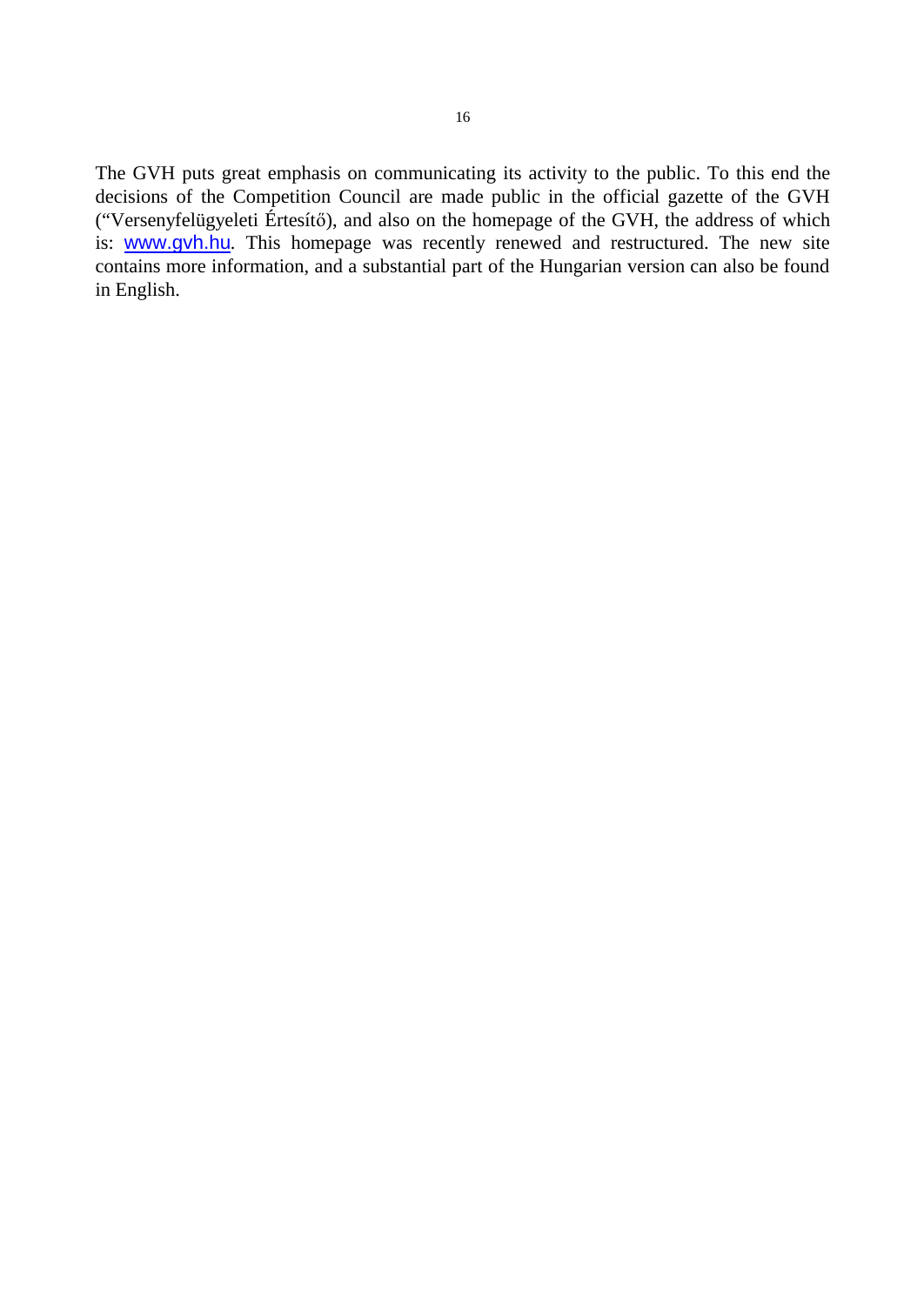The GVH puts great emphasis on communicating its activity to the public. To this end the decisions of the Competition Council are made public in the official gazette of the GVH ("Versenyfelügyeleti Értesítő), and also on the homepage of the GVH, the address of which is: www.gvh.hu. This homepage was recently renewed and restructured. The new site contains more information, and a substantial part of the Hungarian version can also be found in English.